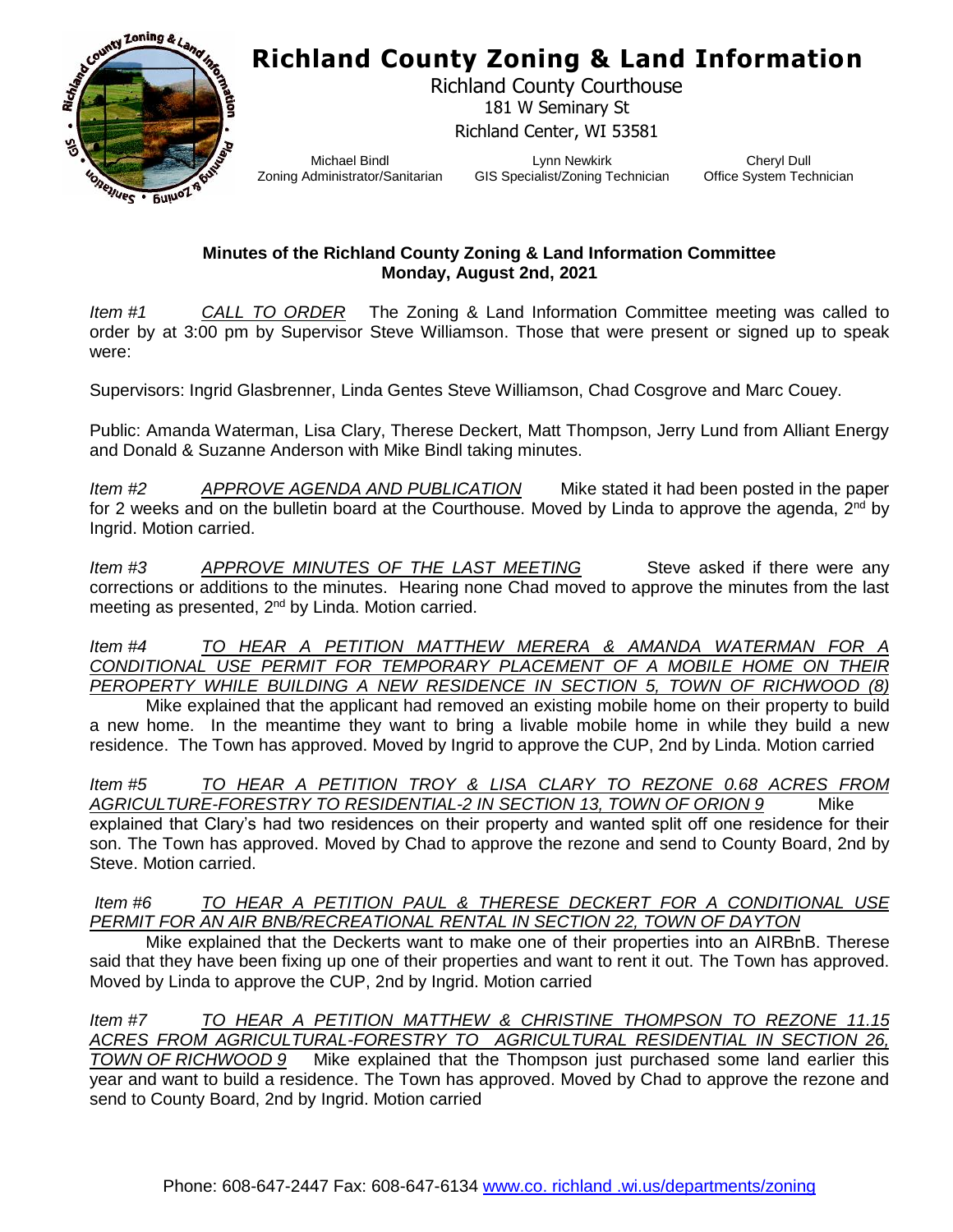# Richland County Zoning & Land Information

Richland County Courthouse
181 W Seminary St
Richland Center, WI 53581

| Michael Bindl | Lynn Newkirk | Cheryl Dull |
|---|---|---|
| Zoning Administrator/Sanitarian | GIS Specialist/Zoning Technician | Office System Technician |

**Minutes of the Richland County Zoning & Land Information Committee**
**Monday, August 2nd, 2021**

*Item #1* *CALL TO ORDER* The Zoning & Land Information Committee meeting was called to order by at 3:00 pm by Supervisor Steve Williamson. Those that were present or signed up to speak were:

Supervisors: Ingrid Glasbrenner, Linda Gentes Steve Williamson, Chad Cosgrove and Marc Couey.

Public: Amanda Waterman, Lisa Clary, Therese Deckert, Matt Thompson, Jerry Lund from Alliant Energy and Donald & Suzanne Anderson with Mike Bindl taking minutes.

*Item #2* *APPROVE AGENDA AND PUBLICATION* Mike stated it had been posted in the paper for 2 weeks and on the bulletin board at the Courthouse. Moved by Linda to approve the agenda, 2nd by Ingrid. Motion carried.

*Item #3* *APPROVE MINUTES OF THE LAST MEETING* Steve asked if there were any corrections or additions to the minutes. Hearing none Chad moved to approve the minutes from the last meeting as presented, 2nd by Linda. Motion carried.

*Item #4* *TO HEAR A PETITION MATTHEW MERERA & AMANDA WATERMAN FOR A CONDITIONAL USE PERMIT FOR TEMPORARY PLACEMENT OF A MOBILE HOME ON THEIR PEROPERTY WHILE BUILDING A NEW RESIDENCE IN SECTION 5, TOWN OF RICHWOOD (8)*
Mike explained that the applicant had removed an existing mobile home on their property to build a new home. In the meantime they want to bring a livable mobile home in while they build a new residence. The Town has approved. Moved by Ingrid to approve the CUP, 2nd by Linda. Motion carried

*Item #5* *TO HEAR A PETITION TROY & LISA CLARY TO REZONE 0.68 ACRES FROM AGRICULTURE-FORESTRY TO RESIDENTIAL-2 IN SECTION 13, TOWN OF ORION 9* Mike explained that Clary's had two residences on their property and wanted split off one residence for their son. The Town has approved. Moved by Chad to approve the rezone and send to County Board, 2nd by Steve. Motion carried.

*Item #6* *TO HEAR A PETITION PAUL & THERESE DECKERT FOR A CONDITIONAL USE PERMIT FOR AN AIR BNB/RECREATIONAL RENTAL IN SECTION 22, TOWN OF DAYTON*
Mike explained that the Deckerts want to make one of their properties into an AIRBnB. Therese said that they have been fixing up one of their properties and want to rent it out. The Town has approved. Moved by Linda to approve the CUP, 2nd by Ingrid. Motion carried

*Item #7* *TO HEAR A PETITION MATTHEW & CHRISTINE THOMPSON TO REZONE 11.15 ACRES FROM AGRICULTURAL-FORESTRY TO AGRICULTURAL RESIDENTIAL IN SECTION 26, TOWN OF RICHWOOD 9* Mike explained that the Thompson just purchased some land earlier this year and want to build a residence. The Town has approved. Moved by Chad to approve the rezone and send to County Board, 2nd by Ingrid. Motion carried

Phone: 608-647-2447 Fax: 608-647-6134 www.co. richland .wi.us/departments/zoning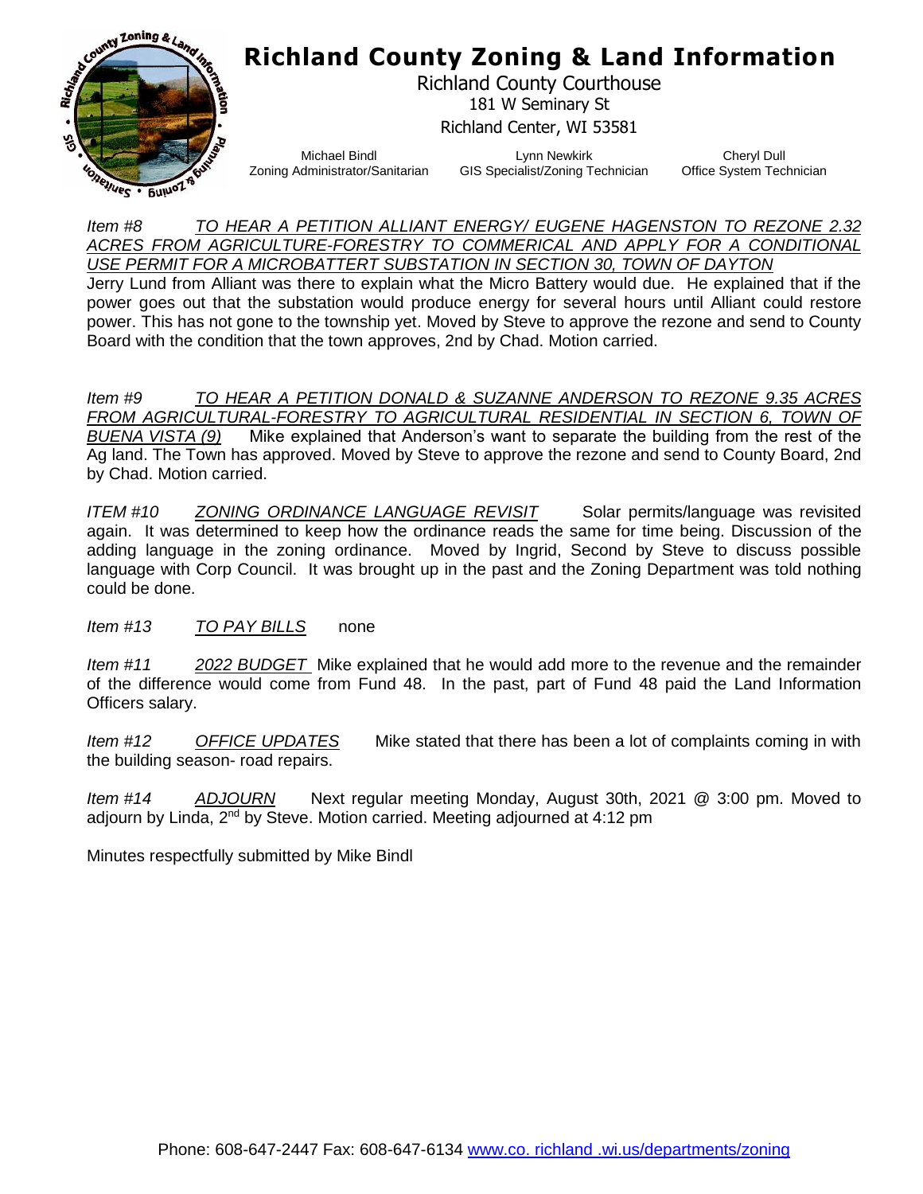# Richland County Zoning & Land Information

Richland County Courthouse
181 W Seminary St
Richland Center, WI 53581

Michael Bindl
Zoning Administrator/Sanitarian

Lynn Newkirk
GIS Specialist/Zoning Technician

Cheryl Dull
Office System Technician

*Item #8* *<u>TO HEAR A PETITION ALLIANT ENERGY/ EUGENE HAGENSTON TO REZONE 2.32 ACRES FROM AGRICULTURE-FORESTRY TO COMMERICAL AND APPLY FOR A CONDITIONAL USE PERMIT FOR A MICROBATTERT SUBSTATION IN SECTION 30, TOWN OF DAYTON</u>*
Jerry Lund from Alliant was there to explain what the Micro Battery would due. He explained that if the power goes out that the substation would produce energy for several hours until Alliant could restore power. This has not gone to the township yet. Moved by Steve to approve the rezone and send to County Board with the condition that the town approves, 2nd by Chad. Motion carried.

*Item #9* *<u>TO HEAR A PETITION DONALD & SUZANNE ANDERSON TO REZONE 9.35 ACRES FROM AGRICULTURAL-FORESTRY TO AGRICULTURAL RESIDENTIAL IN SECTION 6, TOWN OF BUENA VISTA (9)</u>* Mike explained that Anderson's want to separate the building from the rest of the Ag land. The Town has approved. Moved by Steve to approve the rezone and send to County Board, 2nd by Chad. Motion carried.

*ITEM #10* *<u>ZONING ORDINANCE LANGUAGE REVISIT</u>* Solar permits/language was revisited again. It was determined to keep how the ordinance reads the same for time being. Discussion of the adding language in the zoning ordinance. Moved by Ingrid, Second by Steve to discuss possible language with Corp Council. It was brought up in the past and the Zoning Department was told nothing could be done.

*Item #13* *<u>TO PAY BILLS</u>* none

*Item #11* *<u>2022 BUDGET</u>* Mike explained that he would add more to the revenue and the remainder of the difference would come from Fund 48. In the past, part of Fund 48 paid the Land Information Officers salary.

*Item #12* *<u>OFFICE UPDATES</u>* Mike stated that there has been a lot of complaints coming in with the building season- road repairs.

*Item #14* *<u>ADJOURN</u>* Next regular meeting Monday, August 30th, 2021 @ 3:00 pm. Moved to adjourn by Linda, 2nd by Steve. Motion carried. Meeting adjourned at 4:12 pm

Minutes respectfully submitted by Mike Bindl

Phone: 608-647-2447 Fax: 608-647-6134 www.co. richland .wi.us/departments/zoning